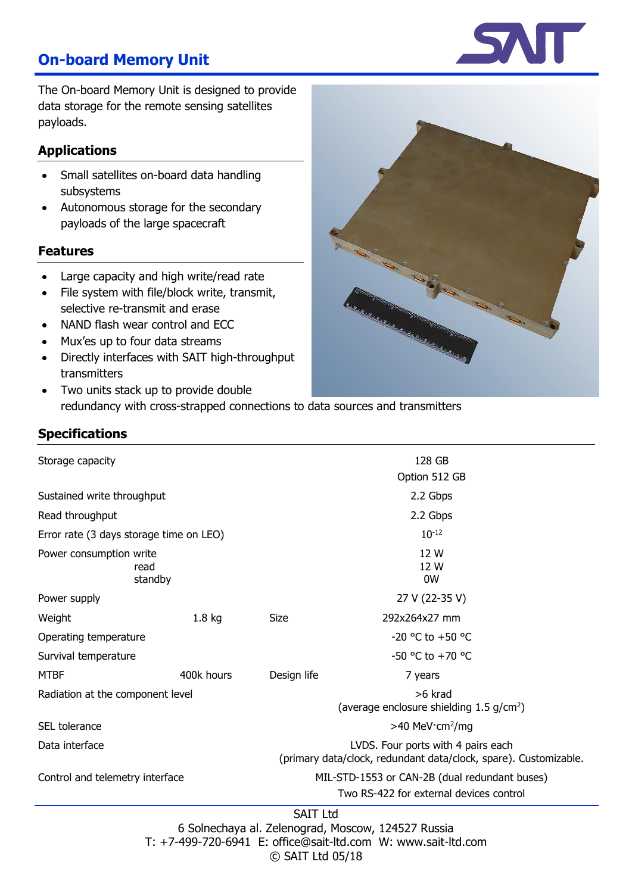# On-board Memory Unit

The On-board Memory Unit is designed to provide data storage for the remote sensing satellites payloads.

## Applications

- Small satellites on-board data handling subsystems
- Autonomous storage for the secondary payloads of the large spacecraft

## Features

- Large capacity and high write/read rate
- File system with file/block write, transmit, selective re-transmit and erase
- NAND flash wear control and ECC
- Mux'es up to four data streams
- Directly interfaces with SAIT high-throughput transmitters
- Two units stack up to provide double redundancy with cross-strapped connections to data sources and transmitters

## Specifications

| | | | |
|---|---|---|---|
| Storage capacity | | | 128 GB<br>Option 512 GB |
| Sustained write throughput | | | 2.2 Gbps |
| Read throughput | | | 2.2 Gbps |
| Error rate (3 days storage time on LEO) | | | $10^{-12}$ |
| Power consumption write<br>read<br>standby | | | 12 W<br>12 W<br>0W |
| Power supply | | | 27 V (22-35 V) |
| Weight | 1.8 kg | Size | 292x264x27 mm |
| Operating temperature | | | -20 °C to +50 °C |
| Survival temperature | | | -50 °C to +70 °C |
| MTBF | 400k hours | Design life | 7 years |
| Radiation at the component level | | | >6 krad<br>(average enclosure shielding 1.5 g/cm$^2$) |
| SEL tolerance | | | >40 MeV·cm$^2$/mg |
| Data interface | | | LVDS. Four ports with 4 pairs each<br>(primary data/clock, redundant data/clock, spare). Customizable. |
| Control and telemetry interface | | | MIL-STD-1553 or CAN-2B (dual redundant buses)<br>Two RS-422 for external devices control |

SAIT Ltd
6 Solnechaya al. Zelenograd, Moscow, 124527 Russia
T: +7-499-720-6941 E: office@sait-ltd.com W: www.sait-ltd.com
© SAIT Ltd 05/18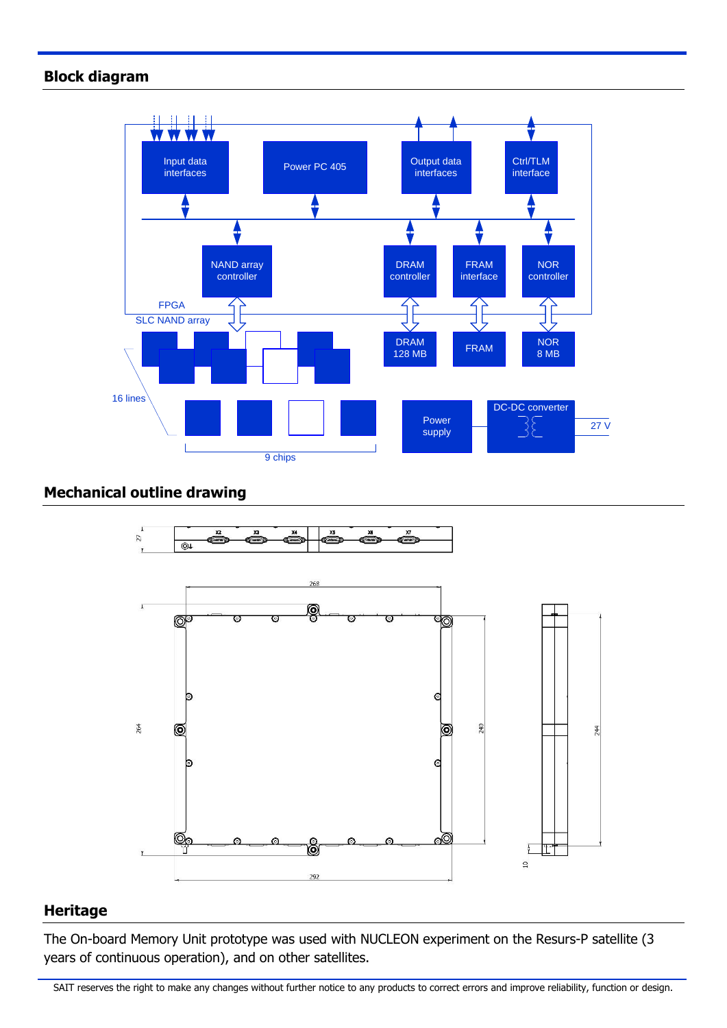## Block diagram

Input data interfaces

Power PC 405

Output data interfaces

Ctrl/TLM interface

NAND array controller

DRAM controller

FRAM interface

NOR controller

FPGA

SLC NAND array

DRAM 128 MB

FRAM

NOR 8 MB

16 lines

9 chips

Power supply

DC-DC converter

27 V

## Mechanical outline drawing

X2 X3 X4 X5 X6 X7

27

268

264

240

244

292

10

## Heritage

The On-board Memory Unit prototype was used with NUCLEON experiment on the Resurs-P satellite (3 years of continuous operation), and on other satellites.

SAIT reserves the right to make any changes without further notice to any products to correct errors and improve reliability, function or design.